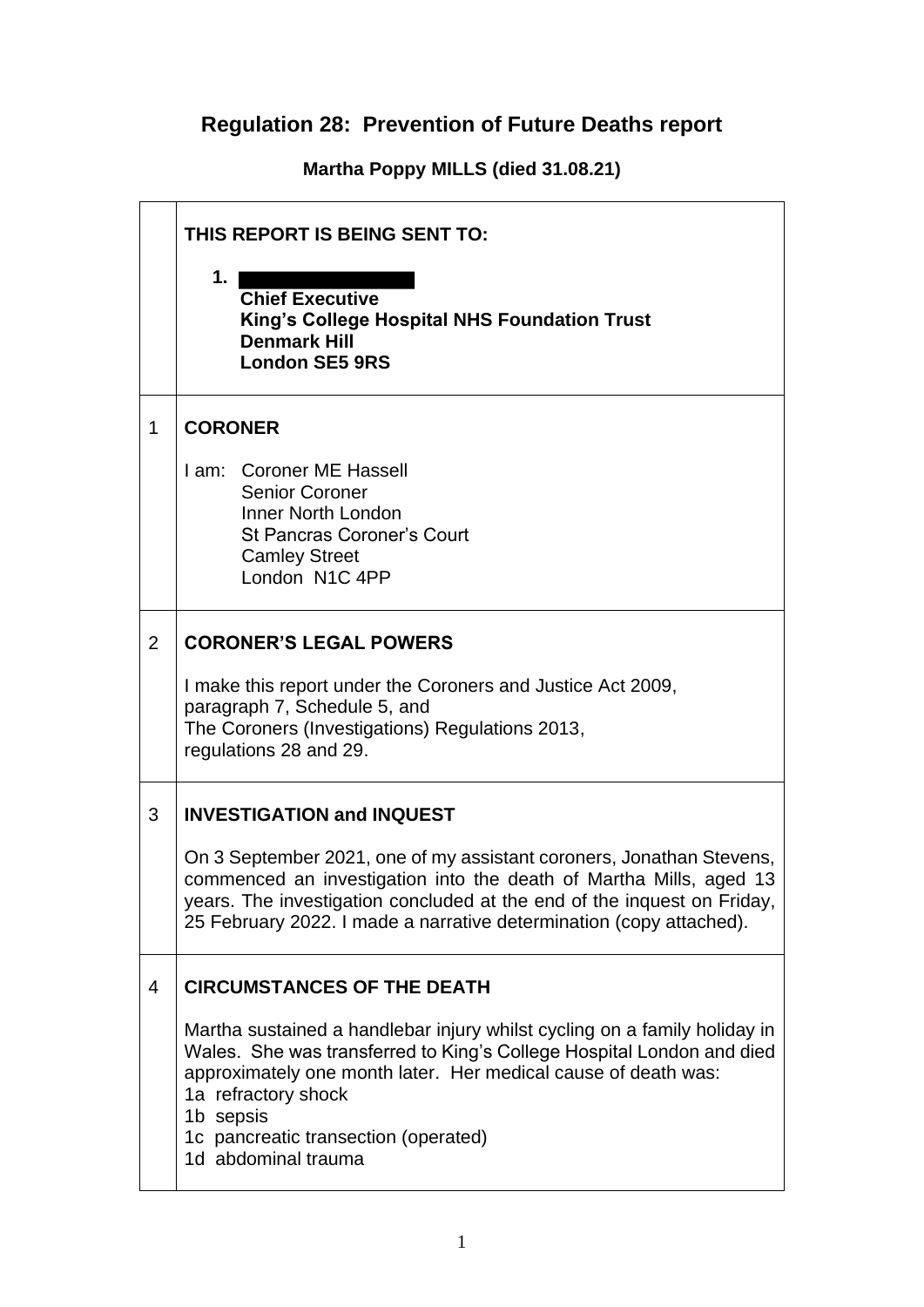# Regulation 28: Prevention of Future Deaths report

**Martha Poppy MILLS (died 31.08.21)**

| | |
|---|---|
| | **THIS REPORT IS BEING SENT TO:**<br><br>**1.** ██████████<br>**Chief Executive**<br>**King's College Hospital NHS Foundation Trust**<br>**Denmark Hill**<br>**London SE5 9RS** |
| 1 | **CORONER**<br><br>I am: Coroner ME Hassell<br>Senior Coroner<br>Inner North London<br>St Pancras Coroner's Court<br>Camley Street<br>London N1C 4PP |
| 2 | **CORONER'S LEGAL POWERS**<br><br>I make this report under the Coroners and Justice Act 2009, paragraph 7, Schedule 5, and<br>The Coroners (Investigations) Regulations 2013, regulations 28 and 29. |
| 3 | **INVESTIGATION and INQUEST**<br><br>On 3 September 2021, one of my assistant coroners, Jonathan Stevens, commenced an investigation into the death of Martha Mills, aged 13 years. The investigation concluded at the end of the inquest on Friday, 25 February 2022. I made a narrative determination (copy attached). |
| 4 | **CIRCUMSTANCES OF THE DEATH**<br><br>Martha sustained a handlebar injury whilst cycling on a family holiday in Wales. She was transferred to King's College Hospital London and died approximately one month later. Her medical cause of death was:<br>1a refractory shock<br>1b sepsis<br>1c pancreatic transection (operated)<br>1d abdominal trauma |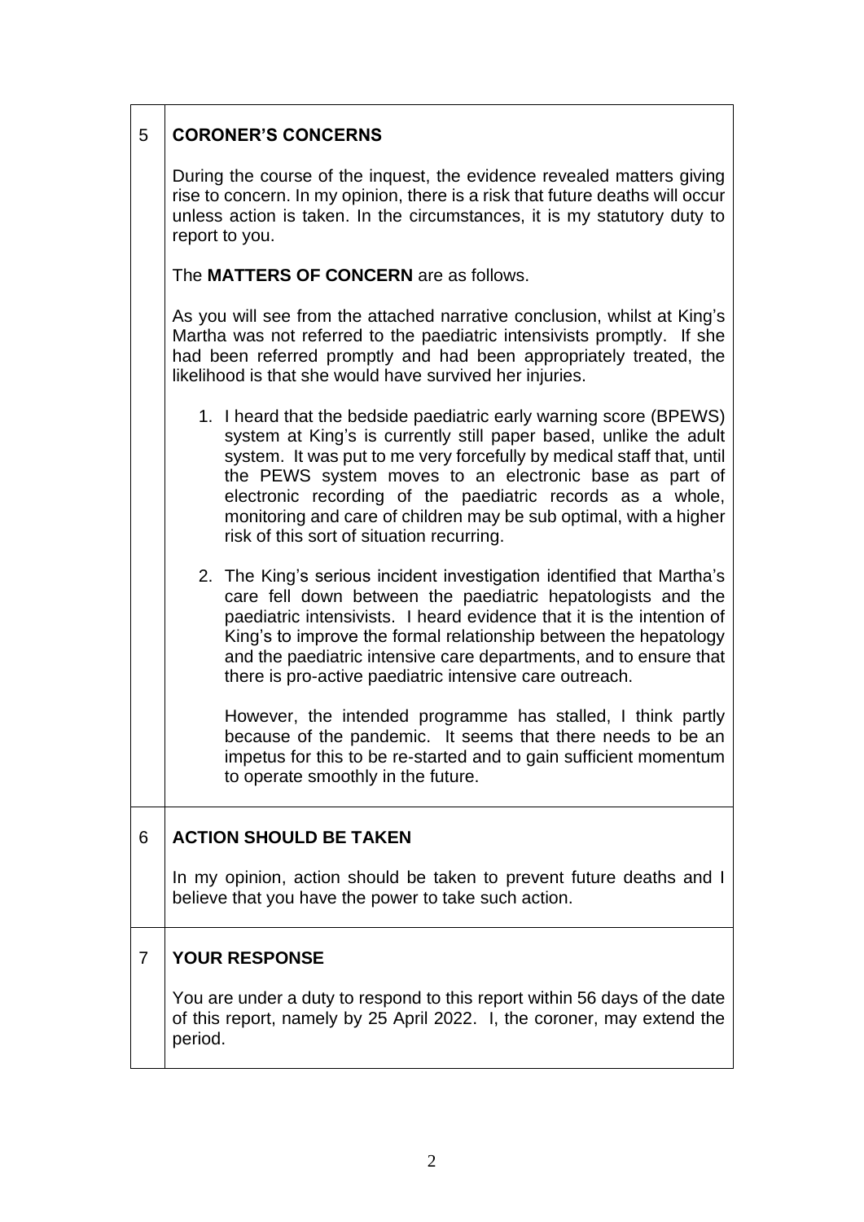## 5 CORONER'S CONCERNS

During the course of the inquest, the evidence revealed matters giving rise to concern. In my opinion, there is a risk that future deaths will occur unless action is taken. In the circumstances, it is my statutory duty to report to you.

The **MATTERS OF CONCERN** are as follows.

As you will see from the attached narrative conclusion, whilst at King's Martha was not referred to the paediatric intensivists promptly. If she had been referred promptly and had been appropriately treated, the likelihood is that she would have survived her injuries.

1. I heard that the bedside paediatric early warning score (BPEWS) system at King's is currently still paper based, unlike the adult system. It was put to me very forcefully by medical staff that, until the PEWS system moves to an electronic base as part of electronic recording of the paediatric records as a whole, monitoring and care of children may be sub optimal, with a higher risk of this sort of situation recurring.

2. The King's serious incident investigation identified that Martha's care fell down between the paediatric hepatologists and the paediatric intensivists. I heard evidence that it is the intention of King's to improve the formal relationship between the hepatology and the paediatric intensive care departments, and to ensure that there is pro-active paediatric intensive care outreach.

   However, the intended programme has stalled, I think partly because of the pandemic. It seems that there needs to be an impetus for this to be re-started and to gain sufficient momentum to operate smoothly in the future.

## 6 ACTION SHOULD BE TAKEN

In my opinion, action should be taken to prevent future deaths and I believe that you have the power to take such action.

## 7 YOUR RESPONSE

You are under a duty to respond to this report within 56 days of the date of this report, namely by 25 April 2022. I, the coroner, may extend the period.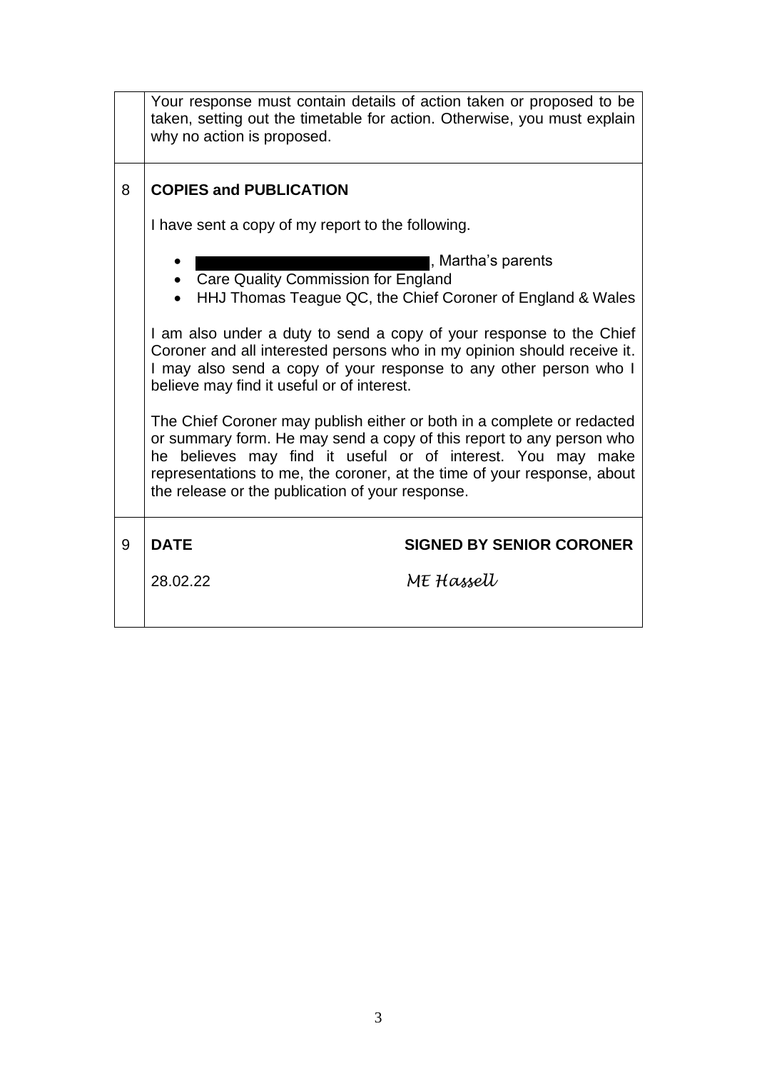| | |
|---|---|
| | Your response must contain details of action taken or proposed to be taken, setting out the timetable for action. Otherwise, you must explain why no action is proposed. |
| 8 | **COPIES and PUBLICATION**<br><br>I have sent a copy of my report to the following.<br><br>• [REDACTED], Martha's parents<br>• Care Quality Commission for England<br>• HHJ Thomas Teague QC, the Chief Coroner of England & Wales<br><br>I am also under a duty to send a copy of your response to the Chief Coroner and all interested persons who in my opinion should receive it. I may also send a copy of your response to any other person who I believe may find it useful or of interest.<br><br>The Chief Coroner may publish either or both in a complete or redacted or summary form. He may send a copy of this report to any person who he believes may find it useful or of interest. You may make representations to me, the coroner, at the time of your response, about the release or the publication of your response. |
| 9 | **DATE** **SIGNED BY SENIOR CORONER**<br><br>28.02.22 *ME Hassell* |